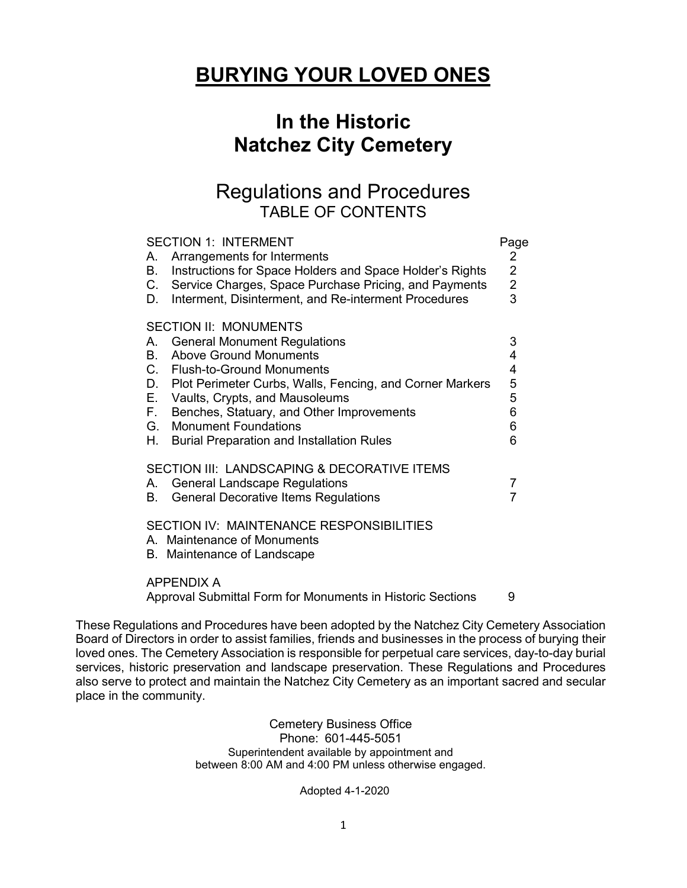# BURYING YOUR LOVED ONES

## In the Historic Natchez City Cemetery

## Regulations and Procedures

TABLE OF CONTENTS

| | | Page |
|---|---|---|
| **SECTION 1: INTERMENT** | | |
| A. | Arrangements for Interments | 2 |
| B. | Instructions for Space Holders and Space Holder's Rights | 2 |
| C. | Service Charges, Space Purchase Pricing, and Payments | 2 |
| D. | Interment, Disinterment, and Re-interment Procedures | 3 |
| **SECTION II: MONUMENTS** | | |
| A. | General Monument Regulations | 3 |
| B. | Above Ground Monuments | 4 |
| C. | Flush-to-Ground Monuments | 4 |
| D. | Plot Perimeter Curbs, Walls, Fencing, and Corner Markers | 5 |
| E. | Vaults, Crypts, and Mausoleums | 5 |
| F. | Benches, Statuary, and Other Improvements | 6 |
| G. | Monument Foundations | 6 |
| H. | Burial Preparation and Installation Rules | 6 |
| **SECTION III: LANDSCAPING & DECORATIVE ITEMS** | | |
| A. | General Landscape Regulations | 7 |
| B. | General Decorative Items Regulations | 7 |
| **SECTION IV: MAINTENANCE RESPONSIBILITIES** | | |
| A. | Maintenance of Monuments | |
| B. | Maintenance of Landscape | |
| **APPENDIX A** | | |
| | Approval Submittal Form for Monuments in Historic Sections | 9 |

These Regulations and Procedures have been adopted by the Natchez City Cemetery Association Board of Directors in order to assist families, friends and businesses in the process of burying their loved ones. The Cemetery Association is responsible for perpetual care services, day-to-day burial services, historic preservation and landscape preservation. These Regulations and Procedures also serve to protect and maintain the Natchez City Cemetery as an important sacred and secular place in the community.

Cemetery Business Office
Phone: 601-445-5051
Superintendent available by appointment and
between 8:00 AM and 4:00 PM unless otherwise engaged.

Adopted 4-1-2020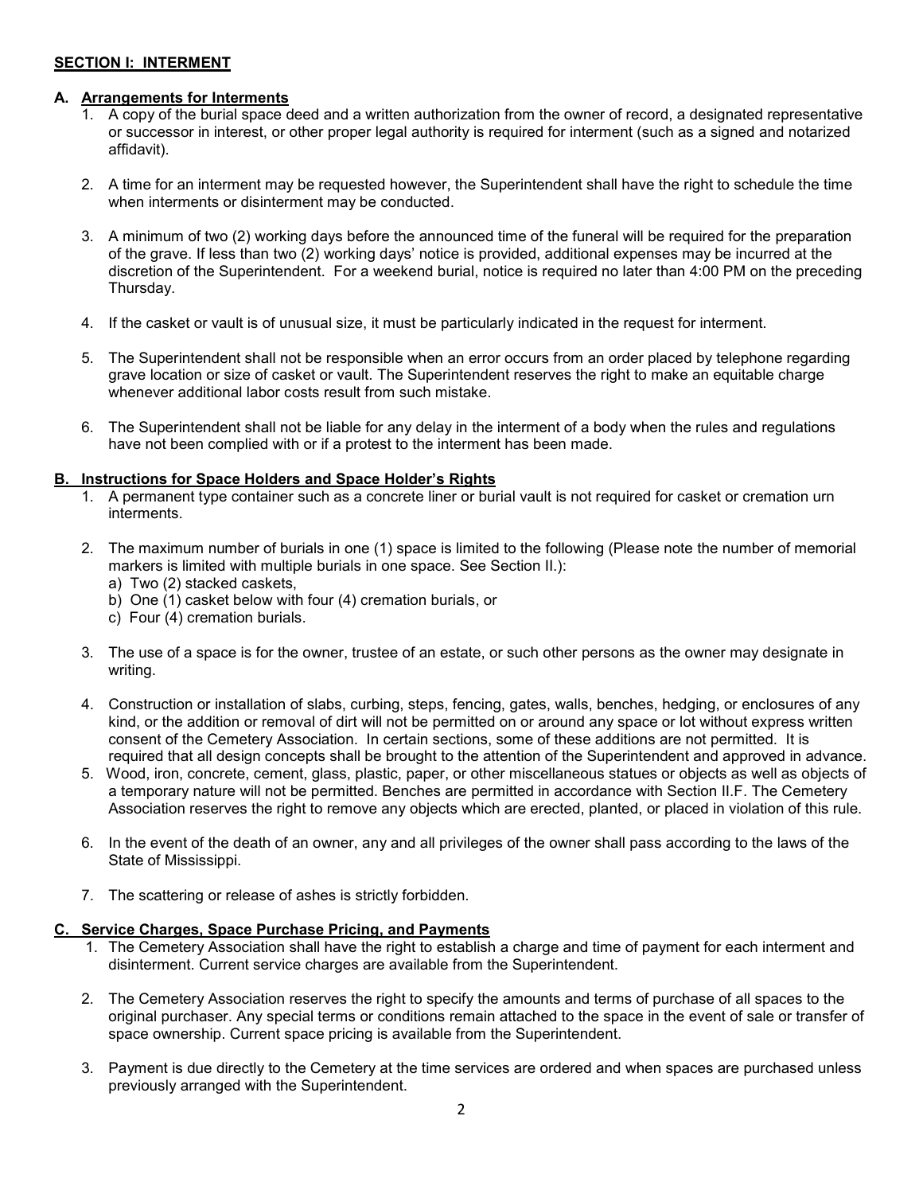## SECTION I: INTERMENT

### A. Arrangements for Interments

1. A copy of the burial space deed and a written authorization from the owner of record, a designated representative or successor in interest, or other proper legal authority is required for interment (such as a signed and notarized affidavit).

2. A time for an interment may be requested however, the Superintendent shall have the right to schedule the time when interments or disinterment may be conducted.

3. A minimum of two (2) working days before the announced time of the funeral will be required for the preparation of the grave. If less than two (2) working days' notice is provided, additional expenses may be incurred at the discretion of the Superintendent. For a weekend burial, notice is required no later than 4:00 PM on the preceding Thursday.

4. If the casket or vault is of unusual size, it must be particularly indicated in the request for interment.

5. The Superintendent shall not be responsible when an error occurs from an order placed by telephone regarding grave location or size of casket or vault. The Superintendent reserves the right to make an equitable charge whenever additional labor costs result from such mistake.

6. The Superintendent shall not be liable for any delay in the interment of a body when the rules and regulations have not been complied with or if a protest to the interment has been made.

### B. Instructions for Space Holders and Space Holder's Rights

1. A permanent type container such as a concrete liner or burial vault is not required for casket or cremation urn interments.

2. The maximum number of burials in one (1) space is limited to the following (Please note the number of memorial markers is limited with multiple burials in one space. See Section II.):
   a) Two (2) stacked caskets,
   b) One (1) casket below with four (4) cremation burials, or
   c) Four (4) cremation burials.

3. The use of a space is for the owner, trustee of an estate, or such other persons as the owner may designate in writing.

4. Construction or installation of slabs, curbing, steps, fencing, gates, walls, benches, hedging, or enclosures of any kind, or the addition or removal of dirt will not be permitted on or around any space or lot without express written consent of the Cemetery Association. In certain sections, some of these additions are not permitted. It is required that all design concepts shall be brought to the attention of the Superintendent and approved in advance.

5. Wood, iron, concrete, cement, glass, plastic, paper, or other miscellaneous statues or objects as well as objects of a temporary nature will not be permitted. Benches are permitted in accordance with Section II.F. The Cemetery Association reserves the right to remove any objects which are erected, planted, or placed in violation of this rule.

6. In the event of the death of an owner, any and all privileges of the owner shall pass according to the laws of the State of Mississippi.

7. The scattering or release of ashes is strictly forbidden.

### C. Service Charges, Space Purchase Pricing, and Payments

1. The Cemetery Association shall have the right to establish a charge and time of payment for each interment and disinterment. Current service charges are available from the Superintendent.

2. The Cemetery Association reserves the right to specify the amounts and terms of purchase of all spaces to the original purchaser. Any special terms or conditions remain attached to the space in the event of sale or transfer of space ownership. Current space pricing is available from the Superintendent.

3. Payment is due directly to the Cemetery at the time services are ordered and when spaces are purchased unless previously arranged with the Superintendent.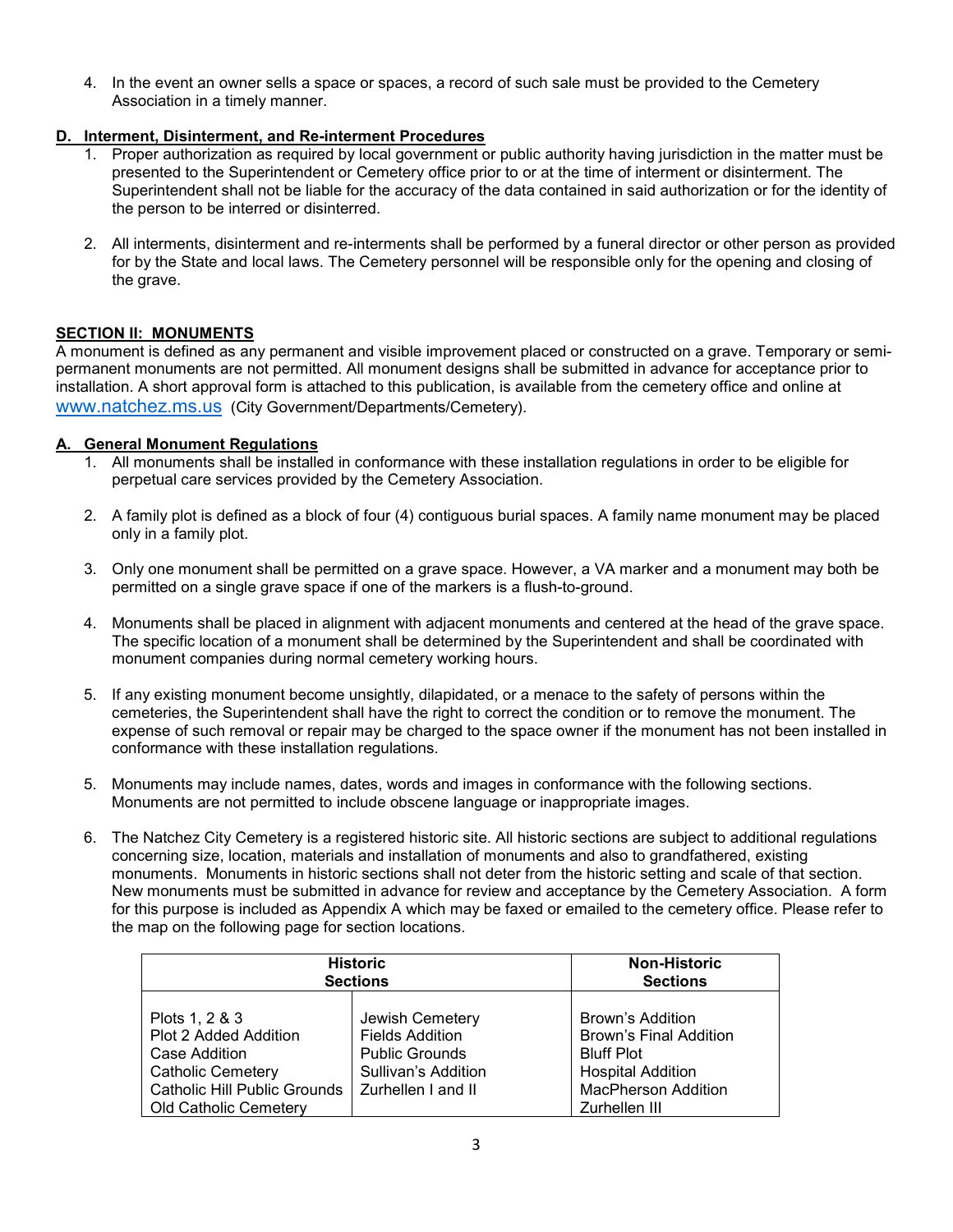4. In the event an owner sells a space or spaces, a record of such sale must be provided to the Cemetery Association in a timely manner.

### D. Interment, Disinterment, and Re-interment Procedures

1. Proper authorization as required by local government or public authority having jurisdiction in the matter must be presented to the Superintendent or Cemetery office prior to or at the time of interment or disinterment. The Superintendent shall not be liable for the accuracy of the data contained in said authorization or for the identity of the person to be interred or disinterred.

2. All interments, disinterment and re-interments shall be performed by a funeral director or other person as provided for by the State and local laws. The Cemetery personnel will be responsible only for the opening and closing of the grave.

## SECTION II: MONUMENTS

A monument is defined as any permanent and visible improvement placed or constructed on a grave. Temporary or semi-permanent monuments are not permitted. All monument designs shall be submitted in advance for acceptance prior to installation. A short approval form is attached to this publication, is available from the cemetery office and online at www.natchez.ms.us (City Government/Departments/Cemetery).

### A. General Monument Regulations

1. All monuments shall be installed in conformance with these installation regulations in order to be eligible for perpetual care services provided by the Cemetery Association.

2. A family plot is defined as a block of four (4) contiguous burial spaces. A family name monument may be placed only in a family plot.

3. Only one monument shall be permitted on a grave space. However, a VA marker and a monument may both be permitted on a single grave space if one of the markers is a flush-to-ground.

4. Monuments shall be placed in alignment with adjacent monuments and centered at the head of the grave space. The specific location of a monument shall be determined by the Superintendent and shall be coordinated with monument companies during normal cemetery working hours.

5. If any existing monument become unsightly, dilapidated, or a menace to the safety of persons within the cemeteries, the Superintendent shall have the right to correct the condition or to remove the monument. The expense of such removal or repair may be charged to the space owner if the monument has not been installed in conformance with these installation regulations.

5. Monuments may include names, dates, words and images in conformance with the following sections. Monuments are not permitted to include obscene language or inappropriate images.

6. The Natchez City Cemetery is a registered historic site. All historic sections are subject to additional regulations concerning size, location, materials and installation of monuments and also to grandfathered, existing monuments. Monuments in historic sections shall not deter from the historic setting and scale of that section. New monuments must be submitted in advance for review and acceptance by the Cemetery Association. A form for this purpose is included as Appendix A which may be faxed or emailed to the cemetery office. Please refer to the map on the following page for section locations.

| Historic Sections | | Non-Historic Sections |
|---|---|---|
| Plots 1, 2 & 3 | Jewish Cemetery | Brown's Addition |
| Plot 2 Added Addition | Fields Addition | Brown's Final Addition |
| Case Addition | Public Grounds | Bluff Plot |
| Catholic Cemetery | Sullivan's Addition | Hospital Addition |
| Catholic Hill Public Grounds | Zurhellen I and II | MacPherson Addition |
| Old Catholic Cemetery | | Zurhellen III |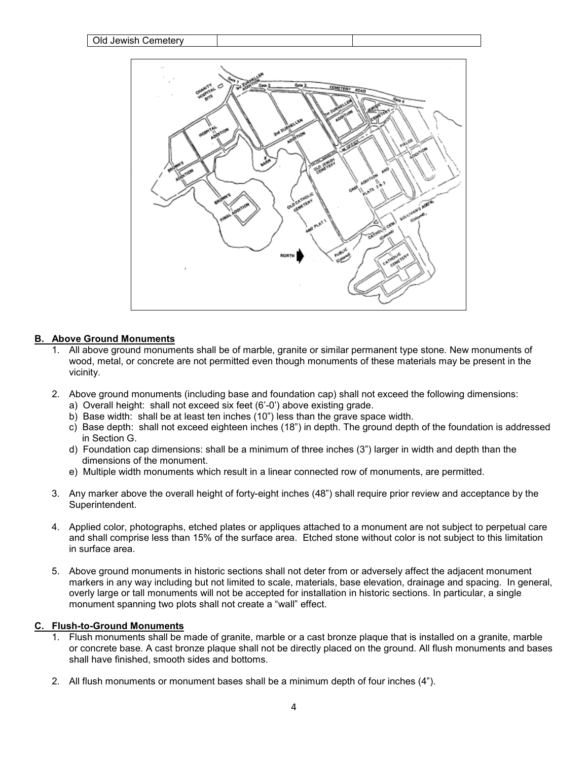| Old Jewish Cemetery | | |
|---|---|---|

## B. Above Ground Monuments

1. All above ground monuments shall be of marble, granite or similar permanent type stone. New monuments of wood, metal, or concrete are not permitted even though monuments of these materials may be present in the vicinity.

2. Above ground monuments (including base and foundation cap) shall not exceed the following dimensions:
   a) Overall height: shall not exceed six feet (6'-0') above existing grade.
   b) Base width: shall be at least ten inches (10") less than the grave space width.
   c) Base depth: shall not exceed eighteen inches (18") in depth. The ground depth of the foundation is addressed in Section G.
   d) Foundation cap dimensions: shall be a minimum of three inches (3") larger in width and depth than the dimensions of the monument.
   e) Multiple width monuments which result in a linear connected row of monuments, are permitted.

3. Any marker above the overall height of forty-eight inches (48") shall require prior review and acceptance by the Superintendent.

4. Applied color, photographs, etched plates or appliques attached to a monument are not subject to perpetual care and shall comprise less than 15% of the surface area. Etched stone without color is not subject to this limitation in surface area.

5. Above ground monuments in historic sections shall not deter from or adversely affect the adjacent monument markers in any way including but not limited to scale, materials, base elevation, drainage and spacing. In general, overly large or tall monuments will not be accepted for installation in historic sections. In particular, a single monument spanning two plots shall not create a "wall" effect.

## C. Flush-to-Ground Monuments

1. Flush monuments shall be made of granite, marble or a cast bronze plaque that is installed on a granite, marble or concrete base. A cast bronze plaque shall not be directly placed on the ground. All flush monuments and bases shall have finished, smooth sides and bottoms.

2. All flush monuments or monument bases shall be a minimum depth of four inches (4").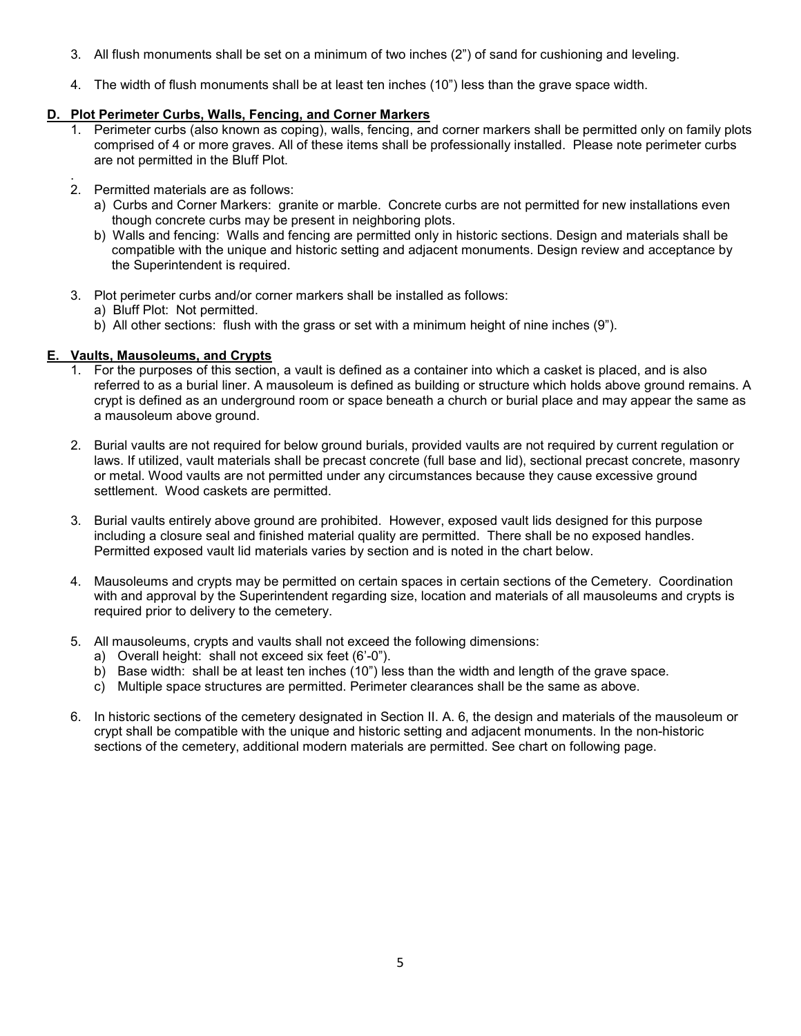3. All flush monuments shall be set on a minimum of two inches (2”) of sand for cushioning and leveling.

4. The width of flush monuments shall be at least ten inches (10”) less than the grave space width.

## D. Plot Perimeter Curbs, Walls, Fencing, and Corner Markers

1. Perimeter curbs (also known as coping), walls, fencing, and corner markers shall be permitted only on family plots comprised of 4 or more graves. All of these items shall be professionally installed. Please note perimeter curbs are not permitted in the Bluff Plot.

2. Permitted materials are as follows:
   a) Curbs and Corner Markers: granite or marble. Concrete curbs are not permitted for new installations even though concrete curbs may be present in neighboring plots.
   b) Walls and fencing: Walls and fencing are permitted only in historic sections. Design and materials shall be compatible with the unique and historic setting and adjacent monuments. Design review and acceptance by the Superintendent is required.

3. Plot perimeter curbs and/or corner markers shall be installed as follows:
   a) Bluff Plot: Not permitted.
   b) All other sections: flush with the grass or set with a minimum height of nine inches (9”).

## E. Vaults, Mausoleums, and Crypts

1. For the purposes of this section, a vault is defined as a container into which a casket is placed, and is also referred to as a burial liner. A mausoleum is defined as building or structure which holds above ground remains. A crypt is defined as an underground room or space beneath a church or burial place and may appear the same as a mausoleum above ground.

2. Burial vaults are not required for below ground burials, provided vaults are not required by current regulation or laws. If utilized, vault materials shall be precast concrete (full base and lid), sectional precast concrete, masonry or metal. Wood vaults are not permitted under any circumstances because they cause excessive ground settlement. Wood caskets are permitted.

3. Burial vaults entirely above ground are prohibited. However, exposed vault lids designed for this purpose including a closure seal and finished material quality are permitted. There shall be no exposed handles. Permitted exposed vault lid materials varies by section and is noted in the chart below.

4. Mausoleums and crypts may be permitted on certain spaces in certain sections of the Cemetery. Coordination with and approval by the Superintendent regarding size, location and materials of all mausoleums and crypts is required prior to delivery to the cemetery.

5. All mausoleums, crypts and vaults shall not exceed the following dimensions:
   a) Overall height: shall not exceed six feet (6’-0”).
   b) Base width: shall be at least ten inches (10”) less than the width and length of the grave space.
   c) Multiple space structures are permitted. Perimeter clearances shall be the same as above.

6. In historic sections of the cemetery designated in Section II. A. 6, the design and materials of the mausoleum or crypt shall be compatible with the unique and historic setting and adjacent monuments. In the non-historic sections of the cemetery, additional modern materials are permitted. See chart on following page.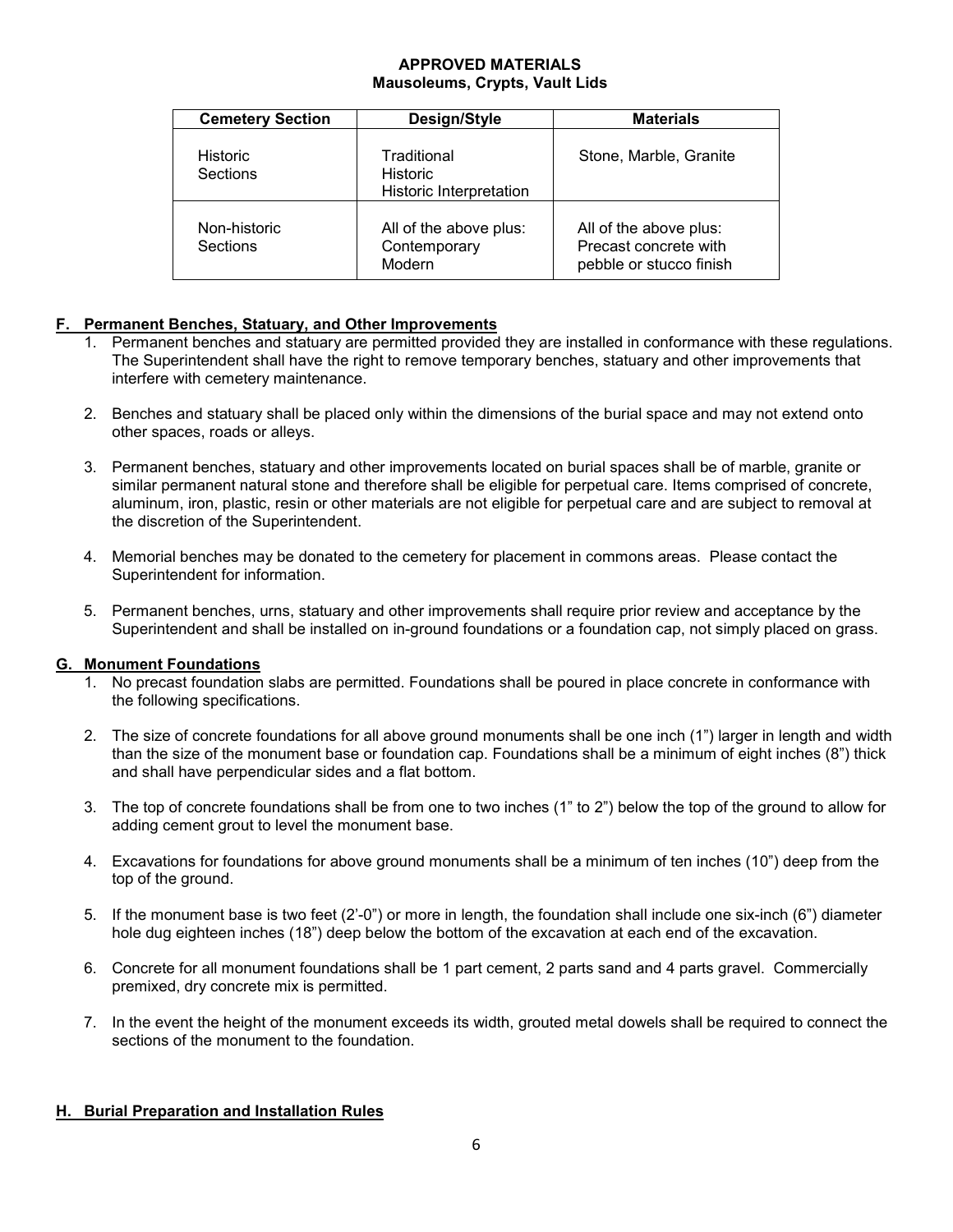**APPROVED MATERIALS**
**Mausoleums, Crypts, Vault Lids**

| Cemetery Section | Design/Style | Materials |
|---|---|---|
| Historic Sections | Traditional<br>Historic<br>Historic Interpretation | Stone, Marble, Granite |
| Non-historic Sections | All of the above plus:<br>Contemporary<br>Modern | All of the above plus:<br>Precast concrete with pebble or stucco finish |

## F. Permanent Benches, Statuary, and Other Improvements

1. Permanent benches and statuary are permitted provided they are installed in conformance with these regulations. The Superintendent shall have the right to remove temporary benches, statuary and other improvements that interfere with cemetery maintenance.

2. Benches and statuary shall be placed only within the dimensions of the burial space and may not extend onto other spaces, roads or alleys.

3. Permanent benches, statuary and other improvements located on burial spaces shall be of marble, granite or similar permanent natural stone and therefore shall be eligible for perpetual care. Items comprised of concrete, aluminum, iron, plastic, resin or other materials are not eligible for perpetual care and are subject to removal at the discretion of the Superintendent.

4. Memorial benches may be donated to the cemetery for placement in commons areas. Please contact the Superintendent for information.

5. Permanent benches, urns, statuary and other improvements shall require prior review and acceptance by the Superintendent and shall be installed on in-ground foundations or a foundation cap, not simply placed on grass.

## G. Monument Foundations

1. No precast foundation slabs are permitted. Foundations shall be poured in place concrete in conformance with the following specifications.

2. The size of concrete foundations for all above ground monuments shall be one inch (1") larger in length and width than the size of the monument base or foundation cap. Foundations shall be a minimum of eight inches (8") thick and shall have perpendicular sides and a flat bottom.

3. The top of concrete foundations shall be from one to two inches (1" to 2") below the top of the ground to allow for adding cement grout to level the monument base.

4. Excavations for foundations for above ground monuments shall be a minimum of ten inches (10") deep from the top of the ground.

5. If the monument base is two feet (2'-0") or more in length, the foundation shall include one six-inch (6") diameter hole dug eighteen inches (18") deep below the bottom of the excavation at each end of the excavation.

6. Concrete for all monument foundations shall be 1 part cement, 2 parts sand and 4 parts gravel. Commercially premixed, dry concrete mix is permitted.

7. In the event the height of the monument exceeds its width, grouted metal dowels shall be required to connect the sections of the monument to the foundation.

## H. Burial Preparation and Installation Rules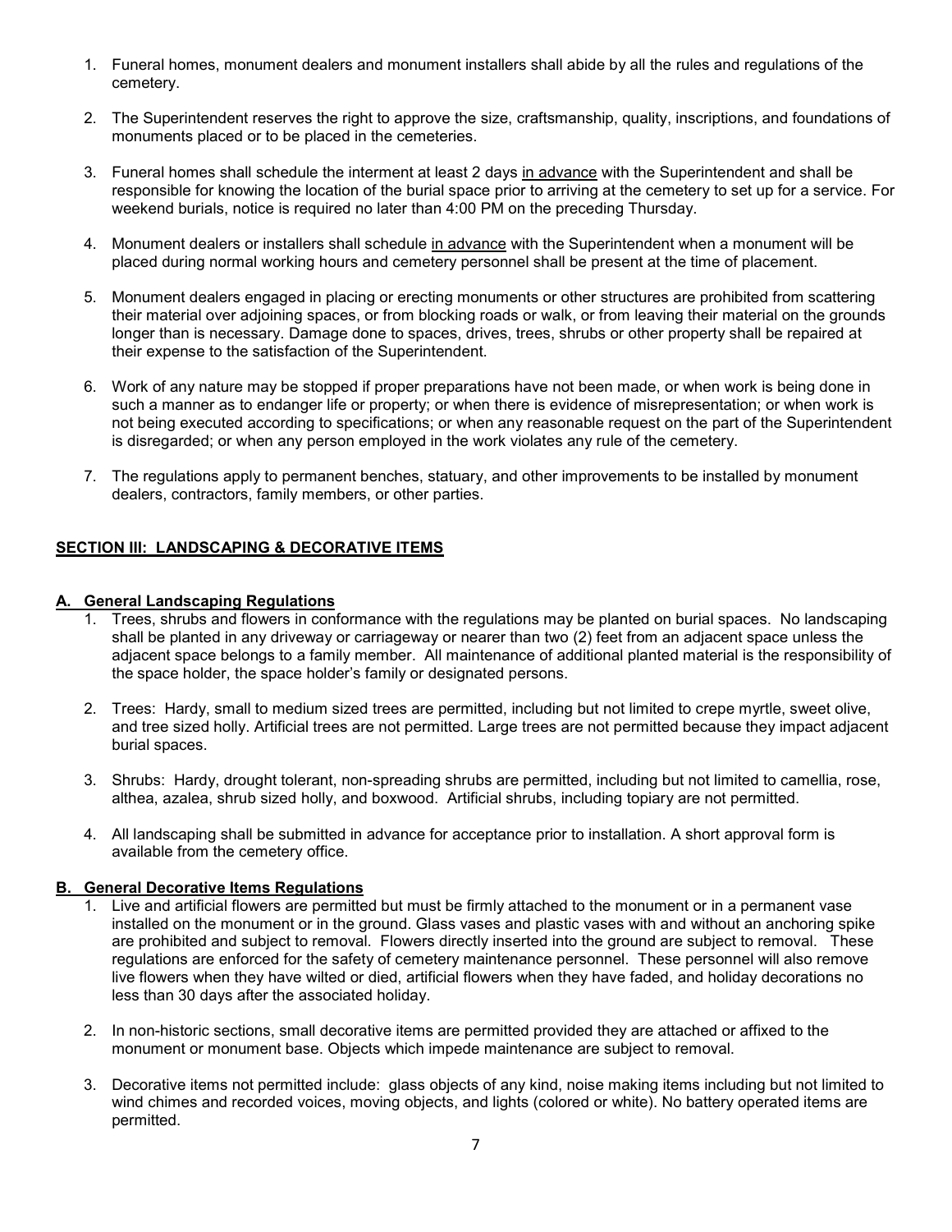1. Funeral homes, monument dealers and monument installers shall abide by all the rules and regulations of the cemetery.

2. The Superintendent reserves the right to approve the size, craftsmanship, quality, inscriptions, and foundations of monuments placed or to be placed in the cemeteries.

3. Funeral homes shall schedule the interment at least 2 days <u>in advance</u> with the Superintendent and shall be responsible for knowing the location of the burial space prior to arriving at the cemetery to set up for a service. For weekend burials, notice is required no later than 4:00 PM on the preceding Thursday.

4. Monument dealers or installers shall schedule <u>in advance</u> with the Superintendent when a monument will be placed during normal working hours and cemetery personnel shall be present at the time of placement.

5. Monument dealers engaged in placing or erecting monuments or other structures are prohibited from scattering their material over adjoining spaces, or from blocking roads or walk, or from leaving their material on the grounds longer than is necessary. Damage done to spaces, drives, trees, shrubs or other property shall be repaired at their expense to the satisfaction of the Superintendent.

6. Work of any nature may be stopped if proper preparations have not been made, or when work is being done in such a manner as to endanger life or property; or when there is evidence of misrepresentation; or when work is not being executed according to specifications; or when any reasonable request on the part of the Superintendent is disregarded; or when any person employed in the work violates any rule of the cemetery.

7. The regulations apply to permanent benches, statuary, and other improvements to be installed by monument dealers, contractors, family members, or other parties.

## SECTION III: LANDSCAPING & DECORATIVE ITEMS

### A. General Landscaping Regulations

1. Trees, shrubs and flowers in conformance with the regulations may be planted on burial spaces. No landscaping shall be planted in any driveway or carriageway or nearer than two (2) feet from an adjacent space unless the adjacent space belongs to a family member. All maintenance of additional planted material is the responsibility of the space holder, the space holder's family or designated persons.

2. Trees: Hardy, small to medium sized trees are permitted, including but not limited to crepe myrtle, sweet olive, and tree sized holly. Artificial trees are not permitted. Large trees are not permitted because they impact adjacent burial spaces.

3. Shrubs: Hardy, drought tolerant, non-spreading shrubs are permitted, including but not limited to camellia, rose, althea, azalea, shrub sized holly, and boxwood. Artificial shrubs, including topiary are not permitted.

4. All landscaping shall be submitted in advance for acceptance prior to installation. A short approval form is available from the cemetery office.

### B. General Decorative Items Regulations

1. Live and artificial flowers are permitted but must be firmly attached to the monument or in a permanent vase installed on the monument or in the ground. Glass vases and plastic vases with and without an anchoring spike are prohibited and subject to removal. Flowers directly inserted into the ground are subject to removal. These regulations are enforced for the safety of cemetery maintenance personnel. These personnel will also remove live flowers when they have wilted or died, artificial flowers when they have faded, and holiday decorations no less than 30 days after the associated holiday.

2. In non-historic sections, small decorative items are permitted provided they are attached or affixed to the monument or monument base. Objects which impede maintenance are subject to removal.

3. Decorative items not permitted include: glass objects of any kind, noise making items including but not limited to wind chimes and recorded voices, moving objects, and lights (colored or white). No battery operated items are permitted.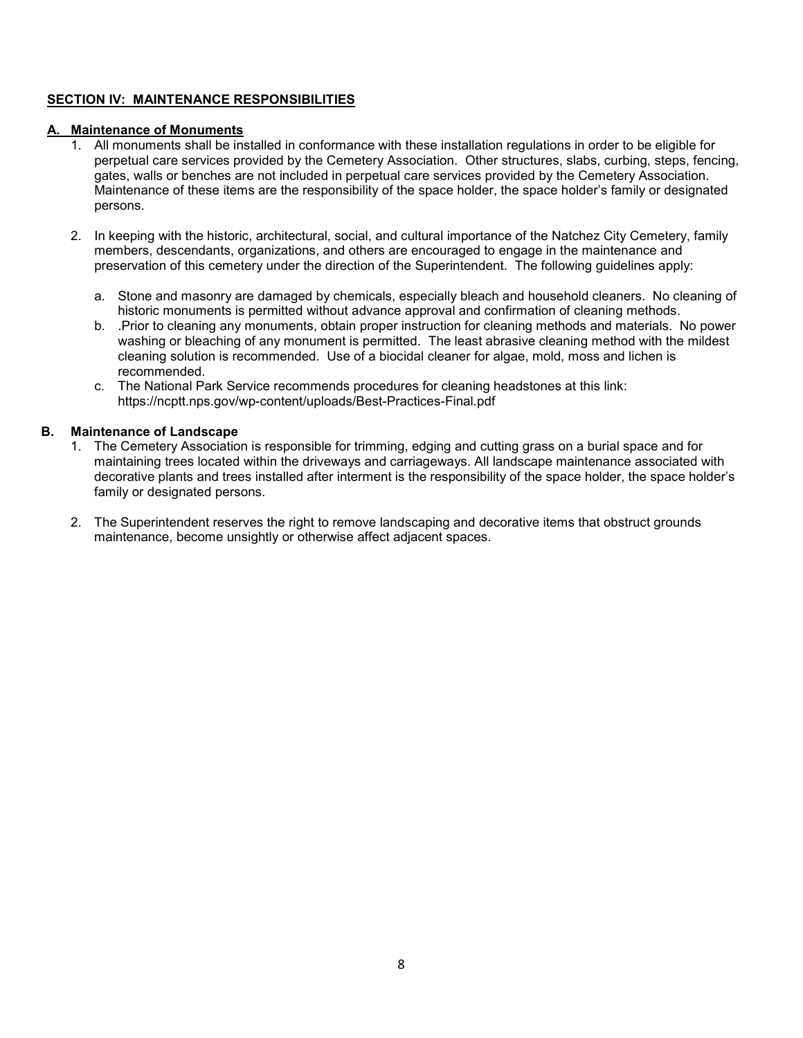## SECTION IV: MAINTENANCE RESPONSIBILITIES

### A. Maintenance of Monuments

1. All monuments shall be installed in conformance with these installation regulations in order to be eligible for perpetual care services provided by the Cemetery Association. Other structures, slabs, curbing, steps, fencing, gates, walls or benches are not included in perpetual care services provided by the Cemetery Association. Maintenance of these items are the responsibility of the space holder, the space holder's family or designated persons.

2. In keeping with the historic, architectural, social, and cultural importance of the Natchez City Cemetery, family members, descendants, organizations, and others are encouraged to engage in the maintenance and preservation of this cemetery under the direction of the Superintendent. The following guidelines apply:

   a. Stone and masonry are damaged by chemicals, especially bleach and household cleaners. No cleaning of historic monuments is permitted without advance approval and confirmation of cleaning methods.
   b. .Prior to cleaning any monuments, obtain proper instruction for cleaning methods and materials. No power washing or bleaching of any monument is permitted. The least abrasive cleaning method with the mildest cleaning solution is recommended. Use of a biocidal cleaner for algae, mold, moss and lichen is recommended.
   c. The National Park Service recommends procedures for cleaning headstones at this link: https://ncptt.nps.gov/wp-content/uploads/Best-Practices-Final.pdf

### B. Maintenance of Landscape

1. The Cemetery Association is responsible for trimming, edging and cutting grass on a burial space and for maintaining trees located within the driveways and carriageways. All landscape maintenance associated with decorative plants and trees installed after interment is the responsibility of the space holder, the space holder's family or designated persons.

2. The Superintendent reserves the right to remove landscaping and decorative items that obstruct grounds maintenance, become unsightly or otherwise affect adjacent spaces.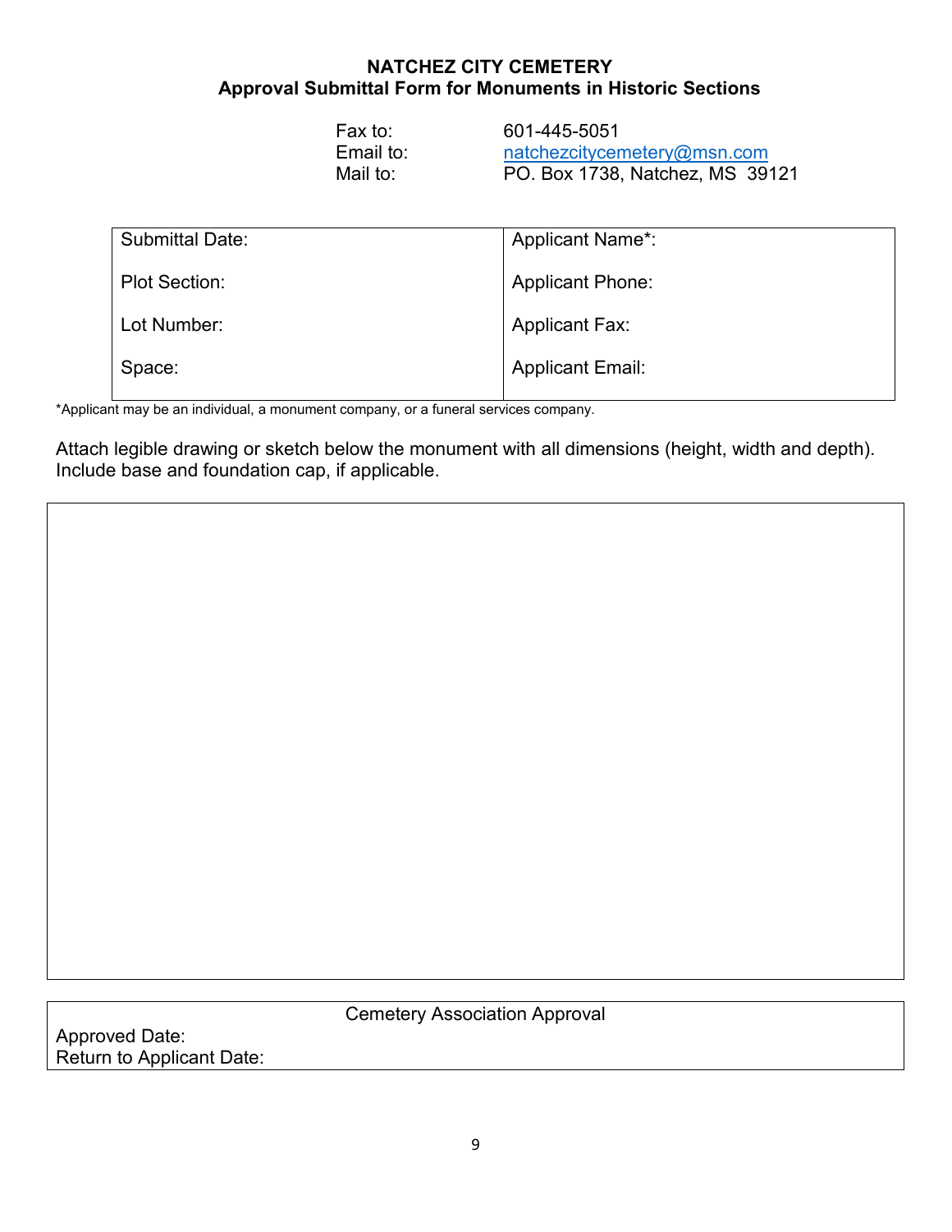# NATCHEZ CITY CEMETERY

## Approval Submittal Form for Monuments in Historic Sections

Fax to: 601-445-5051
Email to: natchezcitycemetery@msn.com
Mail to: PO. Box 1738, Natchez, MS 39121

| | |
|---|---|
| Submittal Date: | Applicant Name*: |
| Plot Section: | Applicant Phone: |
| Lot Number: | Applicant Fax: |
| Space: | Applicant Email: |

*Applicant may be an individual, a monument company, or a funeral services company.

Attach legible drawing or sketch below the monument with all dimensions (height, width and depth). Include base and foundation cap, if applicable.

Cemetery Association Approval

Approved Date:
Return to Applicant Date: